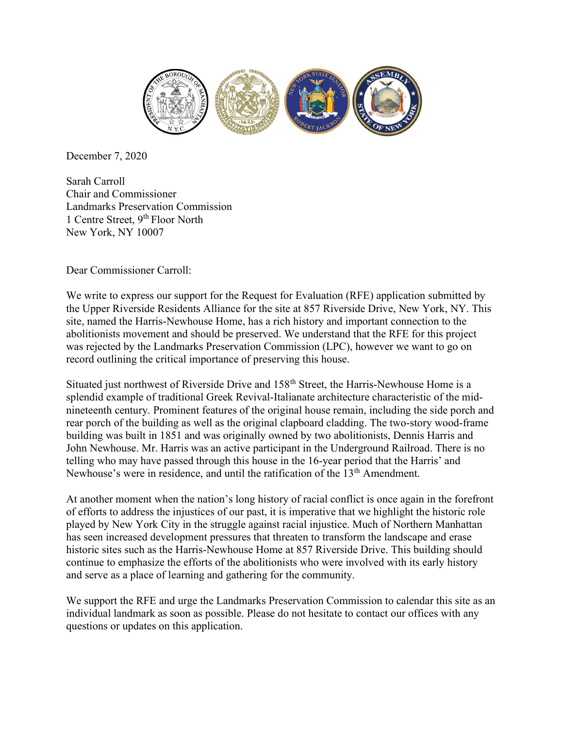December 7, 2020

Sarah Carroll
Chair and Commissioner
Landmarks Preservation Commission
1 Centre Street, 9th Floor North
New York, NY 10007

Dear Commissioner Carroll:

We write to express our support for the Request for Evaluation (RFE) application submitted by the Upper Riverside Residents Alliance for the site at 857 Riverside Drive, New York, NY. This site, named the Harris-Newhouse Home, has a rich history and important connection to the abolitionists movement and should be preserved. We understand that the RFE for this project was rejected by the Landmarks Preservation Commission (LPC), however we want to go on record outlining the critical importance of preserving this house.

Situated just northwest of Riverside Drive and 158th Street, the Harris-Newhouse Home is a splendid example of traditional Greek Revival-Italianate architecture characteristic of the mid-nineteenth century. Prominent features of the original house remain, including the side porch and rear porch of the building as well as the original clapboard cladding. The two-story wood-frame building was built in 1851 and was originally owned by two abolitionists, Dennis Harris and John Newhouse. Mr. Harris was an active participant in the Underground Railroad. There is no telling who may have passed through this house in the 16-year period that the Harris' and Newhouse's were in residence, and until the ratification of the 13th Amendment.

At another moment when the nation's long history of racial conflict is once again in the forefront of efforts to address the injustices of our past, it is imperative that we highlight the historic role played by New York City in the struggle against racial injustice. Much of Northern Manhattan has seen increased development pressures that threaten to transform the landscape and erase historic sites such as the Harris-Newhouse Home at 857 Riverside Drive. This building should continue to emphasize the efforts of the abolitionists who were involved with its early history and serve as a place of learning and gathering for the community.

We support the RFE and urge the Landmarks Preservation Commission to calendar this site as an individual landmark as soon as possible. Please do not hesitate to contact our offices with any questions or updates on this application.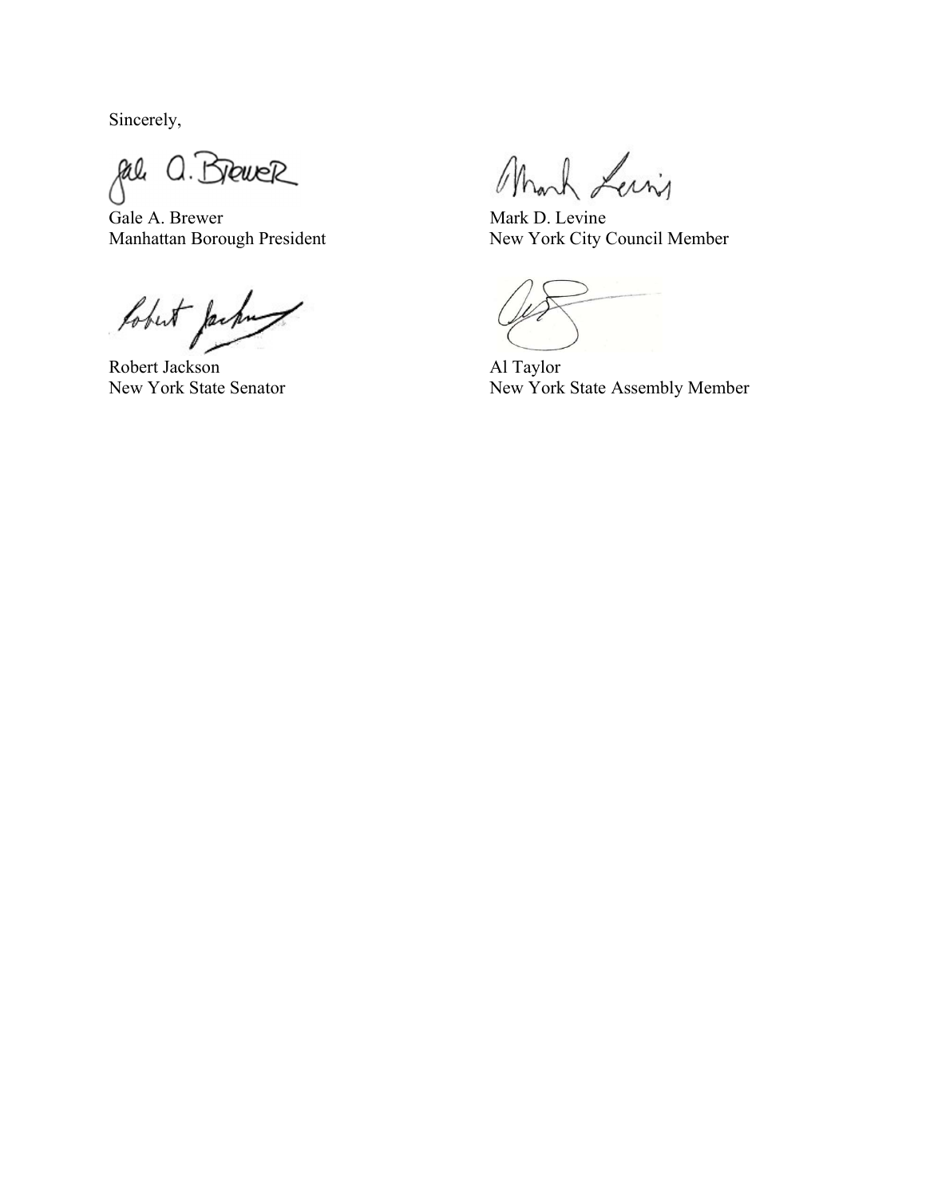Sincerely,

Gale A. Brewer
Manhattan Borough President

Mark D. Levine
New York City Council Member

Robert Jackson
New York State Senator

Al Taylor
New York State Assembly Member